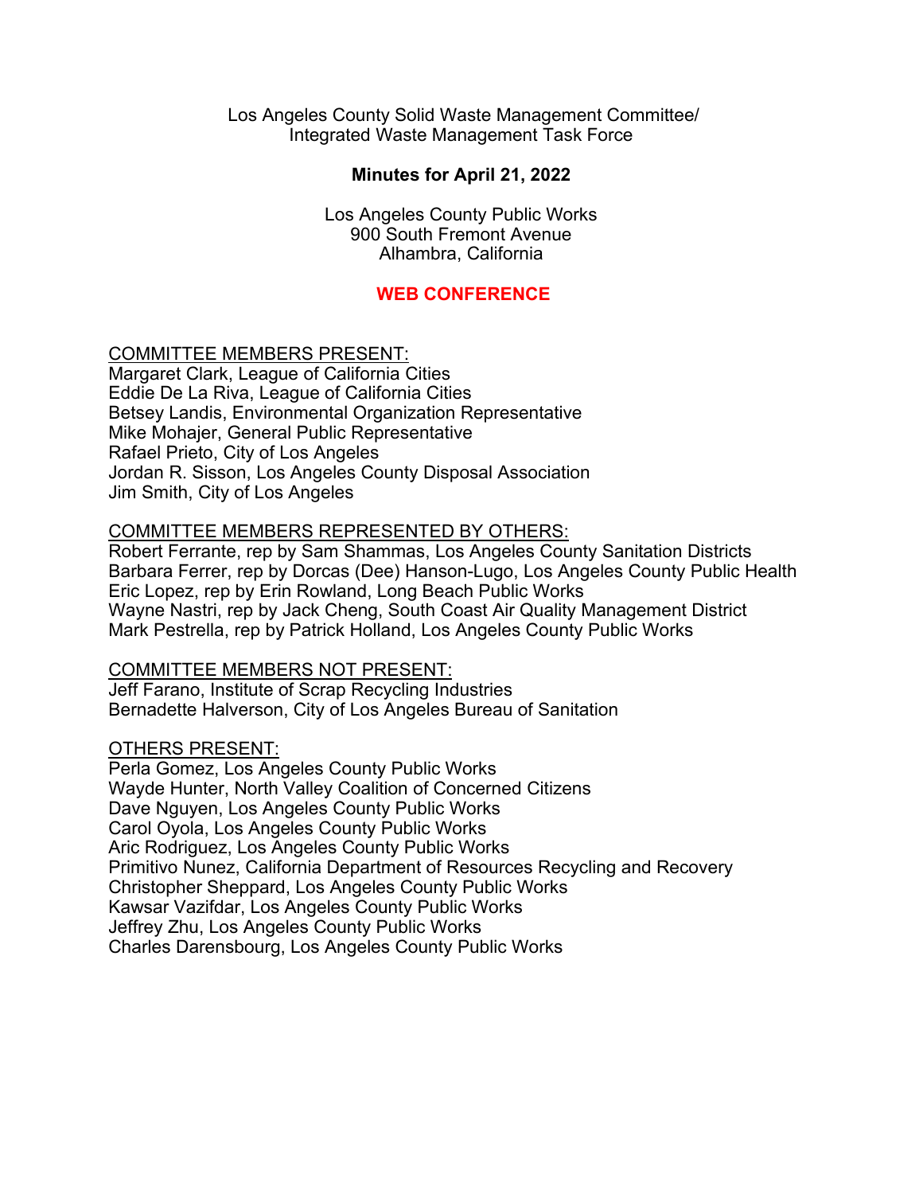Los Angeles County Solid Waste Management Committee/
Integrated Waste Management Task Force

# Minutes for April 21, 2022

Los Angeles County Public Works
900 South Fremont Avenue
Alhambra, California

**WEB CONFERENCE**

COMMITTEE MEMBERS PRESENT:
Margaret Clark, League of California Cities
Eddie De La Riva, League of California Cities
Betsey Landis, Environmental Organization Representative
Mike Mohajer, General Public Representative
Rafael Prieto, City of Los Angeles
Jordan R. Sisson, Los Angeles County Disposal Association
Jim Smith, City of Los Angeles

COMMITTEE MEMBERS REPRESENTED BY OTHERS:
Robert Ferrante, rep by Sam Shammas, Los Angeles County Sanitation Districts
Barbara Ferrer, rep by Dorcas (Dee) Hanson-Lugo, Los Angeles County Public Health
Eric Lopez, rep by Erin Rowland, Long Beach Public Works
Wayne Nastri, rep by Jack Cheng, South Coast Air Quality Management District
Mark Pestrella, rep by Patrick Holland, Los Angeles County Public Works

COMMITTEE MEMBERS NOT PRESENT:
Jeff Farano, Institute of Scrap Recycling Industries
Bernadette Halverson, City of Los Angeles Bureau of Sanitation

OTHERS PRESENT:
Perla Gomez, Los Angeles County Public Works
Wayde Hunter, North Valley Coalition of Concerned Citizens
Dave Nguyen, Los Angeles County Public Works
Carol Oyola, Los Angeles County Public Works
Aric Rodriguez, Los Angeles County Public Works
Primitivo Nunez, California Department of Resources Recycling and Recovery
Christopher Sheppard, Los Angeles County Public Works
Kawsar Vazifdar, Los Angeles County Public Works
Jeffrey Zhu, Los Angeles County Public Works
Charles Darensbourg, Los Angeles County Public Works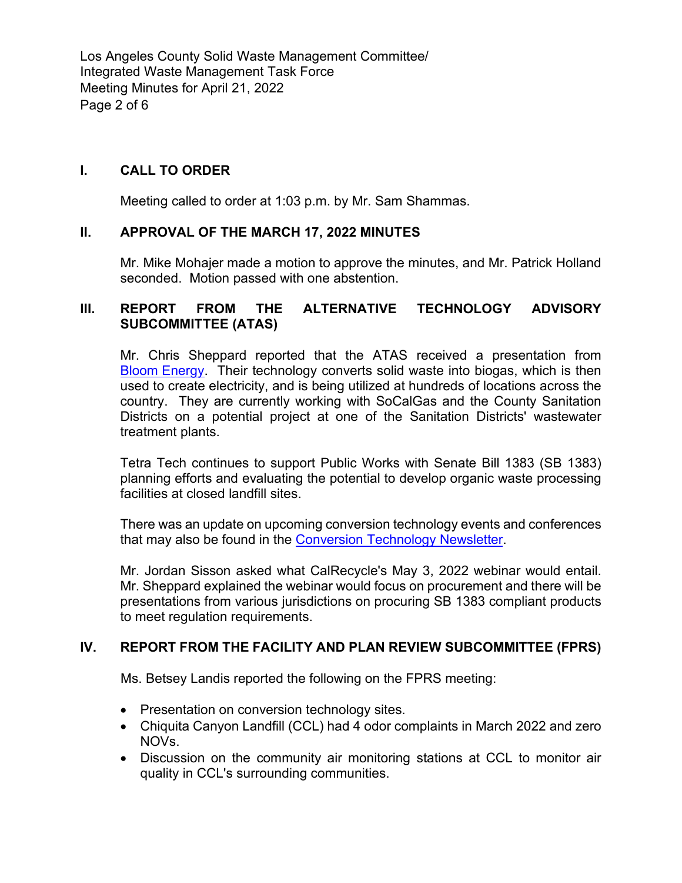## I. CALL TO ORDER

Meeting called to order at 1:03 p.m. by Mr. Sam Shammas.

## II. APPROVAL OF THE MARCH 17, 2022 MINUTES

Mr. Mike Mohajer made a motion to approve the minutes, and Mr. Patrick Holland seconded. Motion passed with one abstention.

## III. REPORT FROM THE ALTERNATIVE TECHNOLOGY ADVISORY SUBCOMMITTEE (ATAS)

Mr. Chris Sheppard reported that the ATAS received a presentation from Bloom Energy. Their technology converts solid waste into biogas, which is then used to create electricity, and is being utilized at hundreds of locations across the country. They are currently working with SoCalGas and the County Sanitation Districts on a potential project at one of the Sanitation Districts' wastewater treatment plants.

Tetra Tech continues to support Public Works with Senate Bill 1383 (SB 1383) planning efforts and evaluating the potential to develop organic waste processing facilities at closed landfill sites.

There was an update on upcoming conversion technology events and conferences that may also be found in the Conversion Technology Newsletter.

Mr. Jordan Sisson asked what CalRecycle's May 3, 2022 webinar would entail. Mr. Sheppard explained the webinar would focus on procurement and there will be presentations from various jurisdictions on procuring SB 1383 compliant products to meet regulation requirements.

## IV. REPORT FROM THE FACILITY AND PLAN REVIEW SUBCOMMITTEE (FPRS)

Ms. Betsey Landis reported the following on the FPRS meeting:

- Presentation on conversion technology sites.
- Chiquita Canyon Landfill (CCL) had 4 odor complaints in March 2022 and zero NOVs.
- Discussion on the community air monitoring stations at CCL to monitor air quality in CCL's surrounding communities.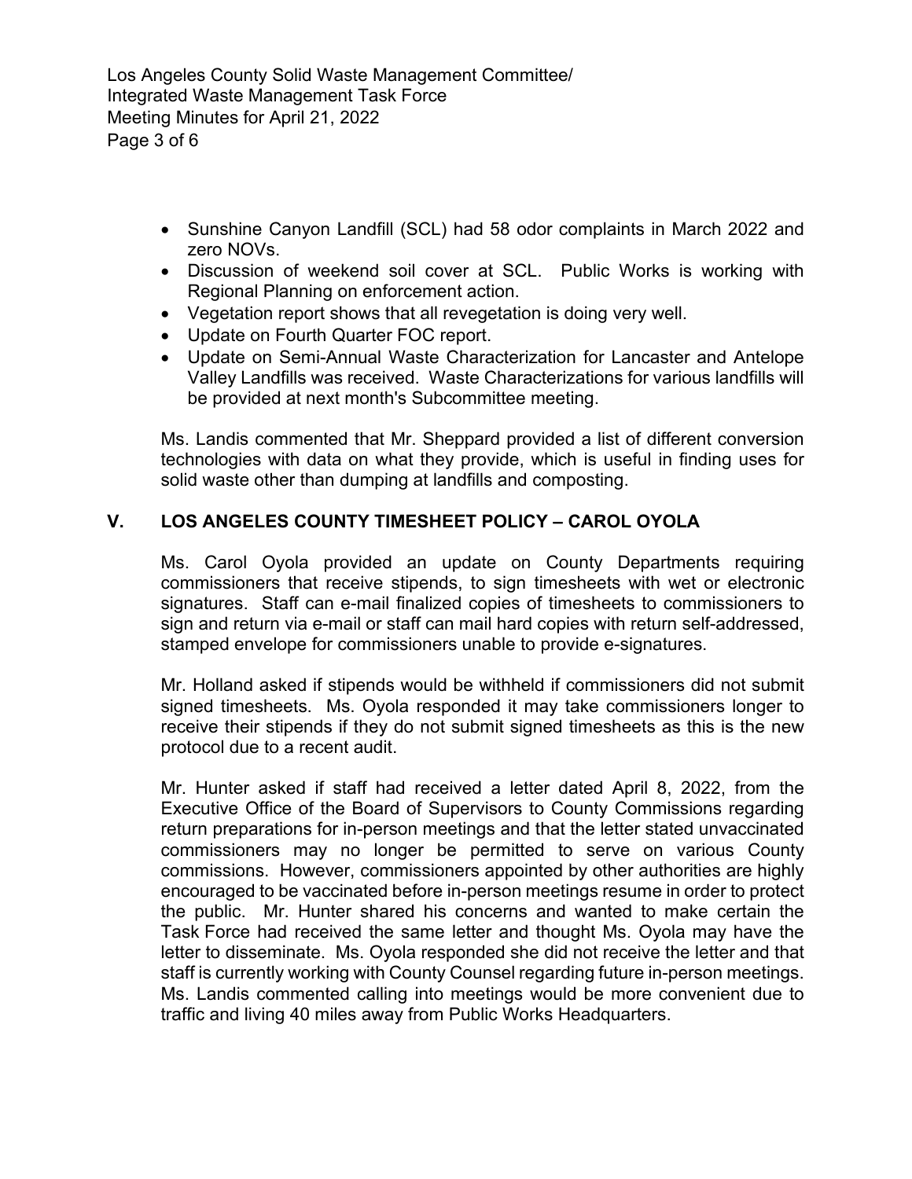- Sunshine Canyon Landfill (SCL) had 58 odor complaints in March 2022 and zero NOVs.
- Discussion of weekend soil cover at SCL. Public Works is working with Regional Planning on enforcement action.
- Vegetation report shows that all revegetation is doing very well.
- Update on Fourth Quarter FOC report.
- Update on Semi-Annual Waste Characterization for Lancaster and Antelope Valley Landfills was received. Waste Characterizations for various landfills will be provided at next month's Subcommittee meeting.

Ms. Landis commented that Mr. Sheppard provided a list of different conversion technologies with data on what they provide, which is useful in finding uses for solid waste other than dumping at landfills and composting.

## V. LOS ANGELES COUNTY TIMESHEET POLICY – CAROL OYOLA

Ms. Carol Oyola provided an update on County Departments requiring commissioners that receive stipends, to sign timesheets with wet or electronic signatures. Staff can e-mail finalized copies of timesheets to commissioners to sign and return via e-mail or staff can mail hard copies with return self-addressed, stamped envelope for commissioners unable to provide e-signatures.

Mr. Holland asked if stipends would be withheld if commissioners did not submit signed timesheets. Ms. Oyola responded it may take commissioners longer to receive their stipends if they do not submit signed timesheets as this is the new protocol due to a recent audit.

Mr. Hunter asked if staff had received a letter dated April 8, 2022, from the Executive Office of the Board of Supervisors to County Commissions regarding return preparations for in-person meetings and that the letter stated unvaccinated commissioners may no longer be permitted to serve on various County commissions. However, commissioners appointed by other authorities are highly encouraged to be vaccinated before in-person meetings resume in order to protect the public. Mr. Hunter shared his concerns and wanted to make certain the Task Force had received the same letter and thought Ms. Oyola may have the letter to disseminate. Ms. Oyola responded she did not receive the letter and that staff is currently working with County Counsel regarding future in-person meetings. Ms. Landis commented calling into meetings would be more convenient due to traffic and living 40 miles away from Public Works Headquarters.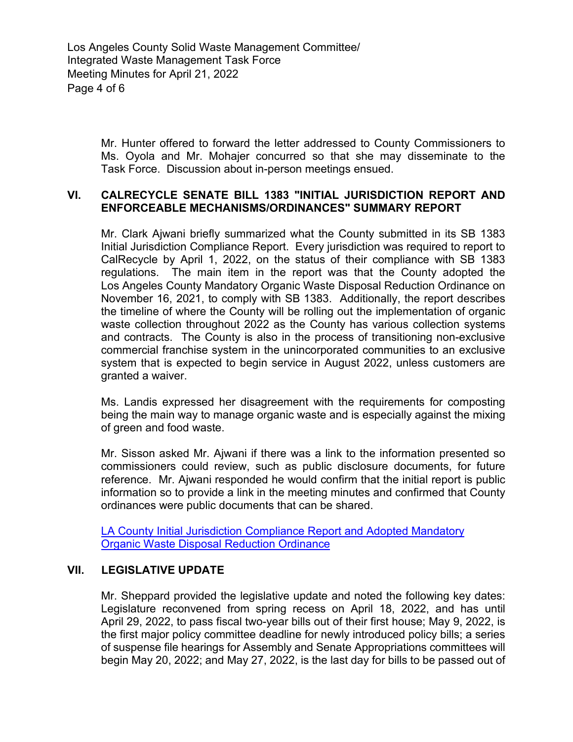Mr. Hunter offered to forward the letter addressed to County Commissioners to Ms. Oyola and Mr. Mohajer concurred so that she may disseminate to the Task Force. Discussion about in-person meetings ensued.

## VI. CALRECYCLE SENATE BILL 1383 "INITIAL JURISDICTION REPORT AND ENFORCEABLE MECHANISMS/ORDINANCES" SUMMARY REPORT

Mr. Clark Ajwani briefly summarized what the County submitted in its SB 1383 Initial Jurisdiction Compliance Report. Every jurisdiction was required to report to CalRecycle by April 1, 2022, on the status of their compliance with SB 1383 regulations. The main item in the report was that the County adopted the Los Angeles County Mandatory Organic Waste Disposal Reduction Ordinance on November 16, 2021, to comply with SB 1383. Additionally, the report describes the timeline of where the County will be rolling out the implementation of organic waste collection throughout 2022 as the County has various collection systems and contracts. The County is also in the process of transitioning non-exclusive commercial franchise system in the unincorporated communities to an exclusive system that is expected to begin service in August 2022, unless customers are granted a waiver.

Ms. Landis expressed her disagreement with the requirements for composting being the main way to manage organic waste and is especially against the mixing of green and food waste.

Mr. Sisson asked Mr. Ajwani if there was a link to the information presented so commissioners could review, such as public disclosure documents, for future reference. Mr. Ajwani responded he would confirm that the initial report is public information so to provide a link in the meeting minutes and confirmed that County ordinances were public documents that can be shared.

LA County Initial Jurisdiction Compliance Report and Adopted Mandatory Organic Waste Disposal Reduction Ordinance

## VII. LEGISLATIVE UPDATE

Mr. Sheppard provided the legislative update and noted the following key dates: Legislature reconvened from spring recess on April 18, 2022, and has until April 29, 2022, to pass fiscal two-year bills out of their first house; May 9, 2022, is the first major policy committee deadline for newly introduced policy bills; a series of suspense file hearings for Assembly and Senate Appropriations committees will begin May 20, 2022; and May 27, 2022, is the last day for bills to be passed out of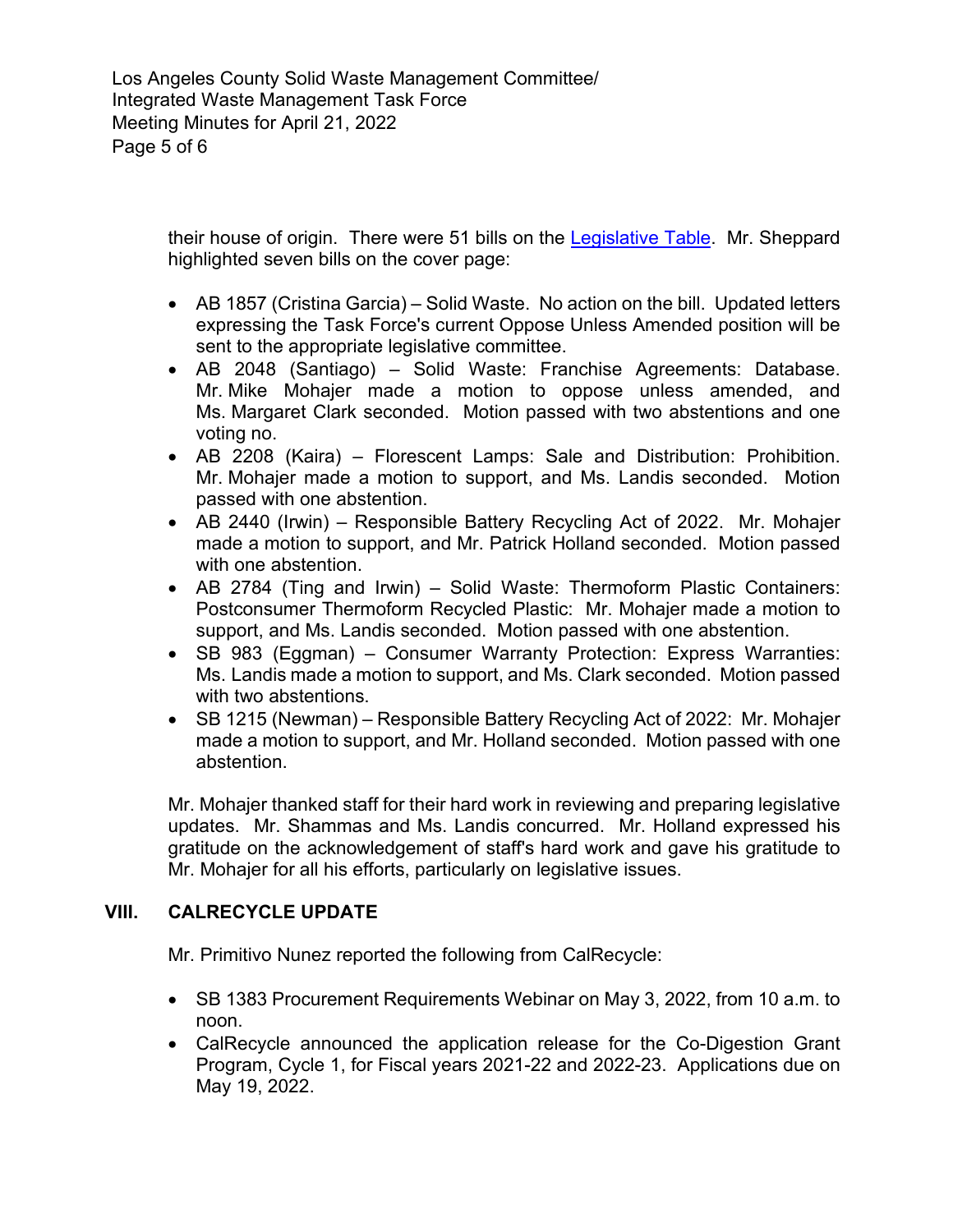their house of origin. There were 51 bills on the [Legislative Table](). Mr. Sheppard highlighted seven bills on the cover page:

- AB 1857 (Cristina Garcia) – Solid Waste. No action on the bill. Updated letters expressing the Task Force's current Oppose Unless Amended position will be sent to the appropriate legislative committee.
- AB 2048 (Santiago) – Solid Waste: Franchise Agreements: Database. Mr. Mike Mohajer made a motion to oppose unless amended, and Ms. Margaret Clark seconded. Motion passed with two abstentions and one voting no.
- AB 2208 (Kaira) – Florescent Lamps: Sale and Distribution: Prohibition. Mr. Mohajer made a motion to support, and Ms. Landis seconded. Motion passed with one abstention.
- AB 2440 (Irwin) – Responsible Battery Recycling Act of 2022. Mr. Mohajer made a motion to support, and Mr. Patrick Holland seconded. Motion passed with one abstention.
- AB 2784 (Ting and Irwin) – Solid Waste: Thermoform Plastic Containers: Postconsumer Thermoform Recycled Plastic: Mr. Mohajer made a motion to support, and Ms. Landis seconded. Motion passed with one abstention.
- SB 983 (Eggman) – Consumer Warranty Protection: Express Warranties: Ms. Landis made a motion to support, and Ms. Clark seconded. Motion passed with two abstentions.
- SB 1215 (Newman) – Responsible Battery Recycling Act of 2022: Mr. Mohajer made a motion to support, and Mr. Holland seconded. Motion passed with one abstention.

Mr. Mohajer thanked staff for their hard work in reviewing and preparing legislative updates. Mr. Shammas and Ms. Landis concurred. Mr. Holland expressed his gratitude on the acknowledgement of staff's hard work and gave his gratitude to Mr. Mohajer for all his efforts, particularly on legislative issues.

## VIII. CALRECYCLE UPDATE

Mr. Primitivo Nunez reported the following from CalRecycle:

- SB 1383 Procurement Requirements Webinar on May 3, 2022, from 10 a.m. to noon.
- CalRecycle announced the application release for the Co-Digestion Grant Program, Cycle 1, for Fiscal years 2021-22 and 2022-23. Applications due on May 19, 2022.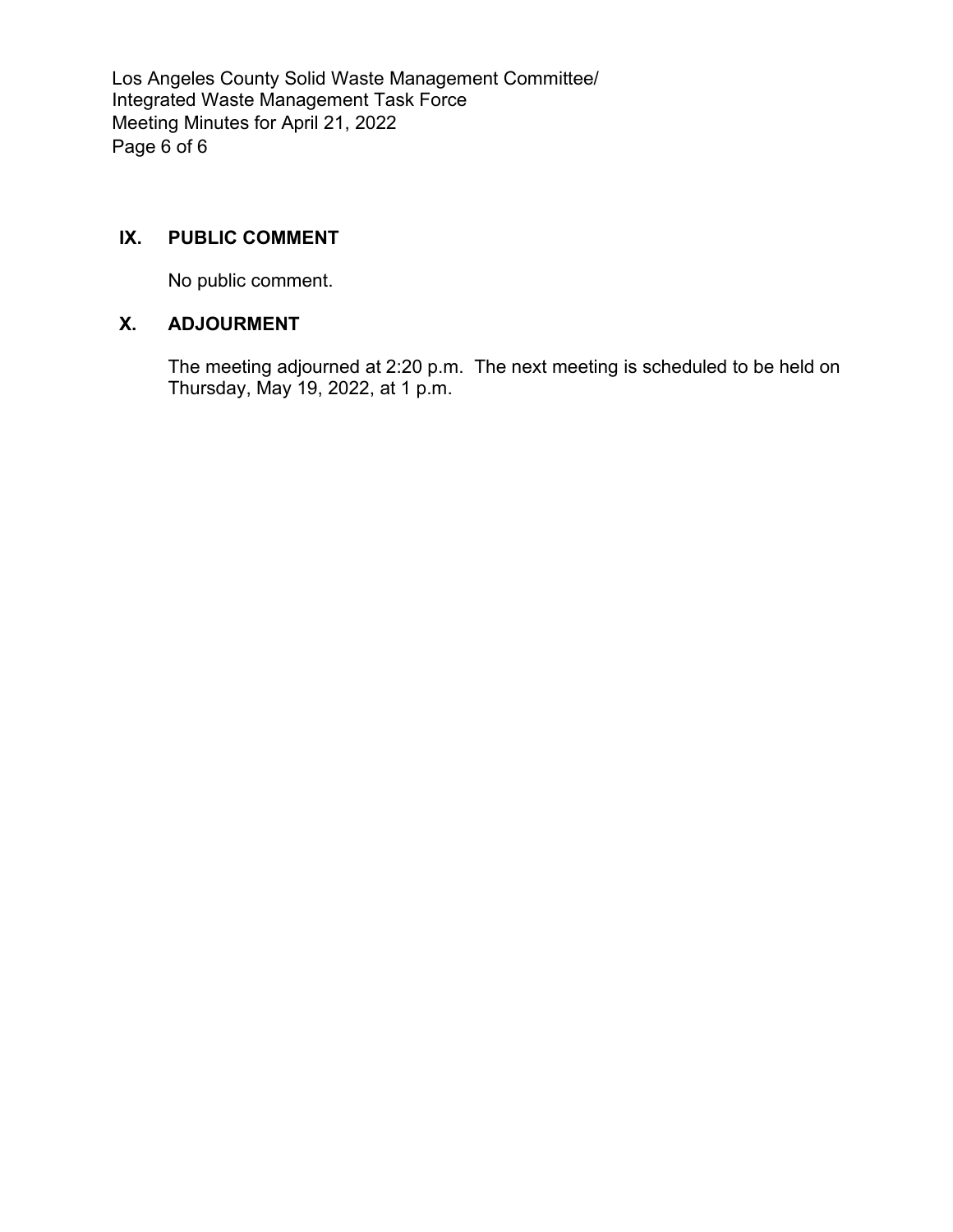## IX. PUBLIC COMMENT

No public comment.

## X. ADJOURMENT

The meeting adjourned at 2:20 p.m. The next meeting is scheduled to be held on Thursday, May 19, 2022, at 1 p.m.